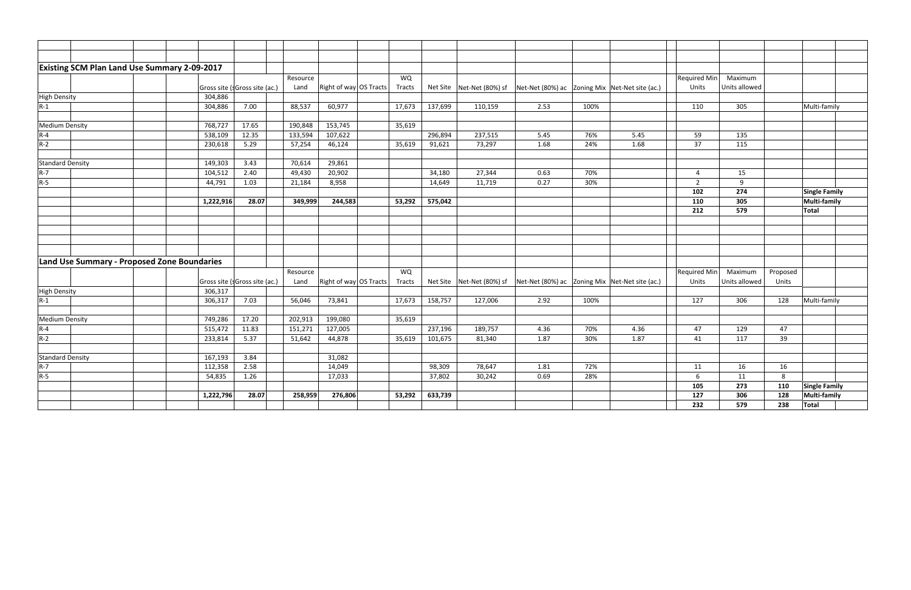## Existing SCM Plan Land Use Summary 2-09-2017

| | Gross site (sf) | Gross site (ac.) | Resource Land | Right of way | OS Tracts | WQ Tracts | Net Site | Net-Net (80%) sf | Net-Net (80%) ac | Zoning Mix | Net-Net site (ac.) | Required Min Units | Maximum Units allowed | |
|---|---|---|---|---|---|---|---|---|---|---|---|---|---|---|
| High Density | 304,886 | | | | | | | | | | | | | |
| R-1 | 304,886 | 7.00 | 88,537 | 60,977 | | 17,673 | 137,699 | 110,159 | 2.53 | 100% | | 110 | 305 | Multi-family |
| | | | | | | | | | | | | | | |
| Medium Density | 768,727 | 17.65 | 190,848 | 153,745 | | 35,619 | | | | | | | | |
| R-4 | 538,109 | 12.35 | 133,594 | 107,622 | | | 296,894 | 237,515 | 5.45 | 76% | 5.45 | 59 | 135 | |
| R-2 | 230,618 | 5.29 | 57,254 | 46,124 | | 35,619 | 91,621 | 73,297 | 1.68 | 24% | 1.68 | 37 | 115 | |
| | | | | | | | | | | | | | | |
| Standard Density | 149,303 | 3.43 | 70,614 | 29,861 | | | | | | | | | | |
| R-7 | 104,512 | 2.40 | 49,430 | 20,902 | | | 34,180 | 27,344 | 0.63 | 70% | | 4 | 15 | |
| R-5 | 44,791 | 1.03 | 21,184 | 8,958 | | | 14,649 | 11,719 | 0.27 | 30% | | 2 | 9 | |
| | | | | | | | | | | | | **102** | **274** | **Single Family** |
| | **1,222,916** | **28.07** | **349,999** | **244,583** | | **53,292** | **575,042** | | | | | **110** | **305** | **Multi-family** |
| | | | | | | | | | | | | **212** | **579** | **Total** |

## Land Use Summary - Proposed Zone Boundaries

| | Gross site (sf) | Gross site (ac.) | Resource Land | Right of way | OS Tracts | WQ Tracts | Net Site | Net-Net (80%) sf | Net-Net (80%) ac | Zoning Mix | Net-Net site (ac.) | Required Min Units | Maximum Units allowed | Proposed Units | |
|---|---|---|---|---|---|---|---|---|---|---|---|---|---|---|---|
| High Density | 306,317 | | | | | | | | | | | | | | |
| R-1 | 306,317 | 7.03 | 56,046 | 73,841 | | 17,673 | 158,757 | 127,006 | 2.92 | 100% | | 127 | 306 | 128 | Multi-family |
| | | | | | | | | | | | | | | | |
| Medium Density | 749,286 | 17.20 | 202,913 | 199,080 | | 35,619 | | | | | | | | | |
| R-4 | 515,472 | 11.83 | 151,271 | 127,005 | | | 237,196 | 189,757 | 4.36 | 70% | 4.36 | 47 | 129 | 47 | |
| R-2 | 233,814 | 5.37 | 51,642 | 44,878 | | 35,619 | 101,675 | 81,340 | 1.87 | 30% | 1.87 | 41 | 117 | 39 | |
| | | | | | | | | | | | | | | | |
| Standard Density | 167,193 | 3.84 | | 31,082 | | | | | | | | | | | |
| R-7 | 112,358 | 2.58 | | 14,049 | | | 98,309 | 78,647 | 1.81 | 72% | | 11 | 16 | 16 | |
| R-5 | 54,835 | 1.26 | | 17,033 | | | 37,802 | 30,242 | 0.69 | 28% | | 6 | 11 | 8 | |
| | | | | | | | | | | | | **105** | **273** | **110** | **Single Family** |
| | **1,222,796** | **28.07** | **258,959** | **276,806** | | **53,292** | **633,739** | | | | | **127** | **306** | **128** | **Multi-family** |
| | | | | | | | | | | | | **232** | **579** | **238** | **Total** |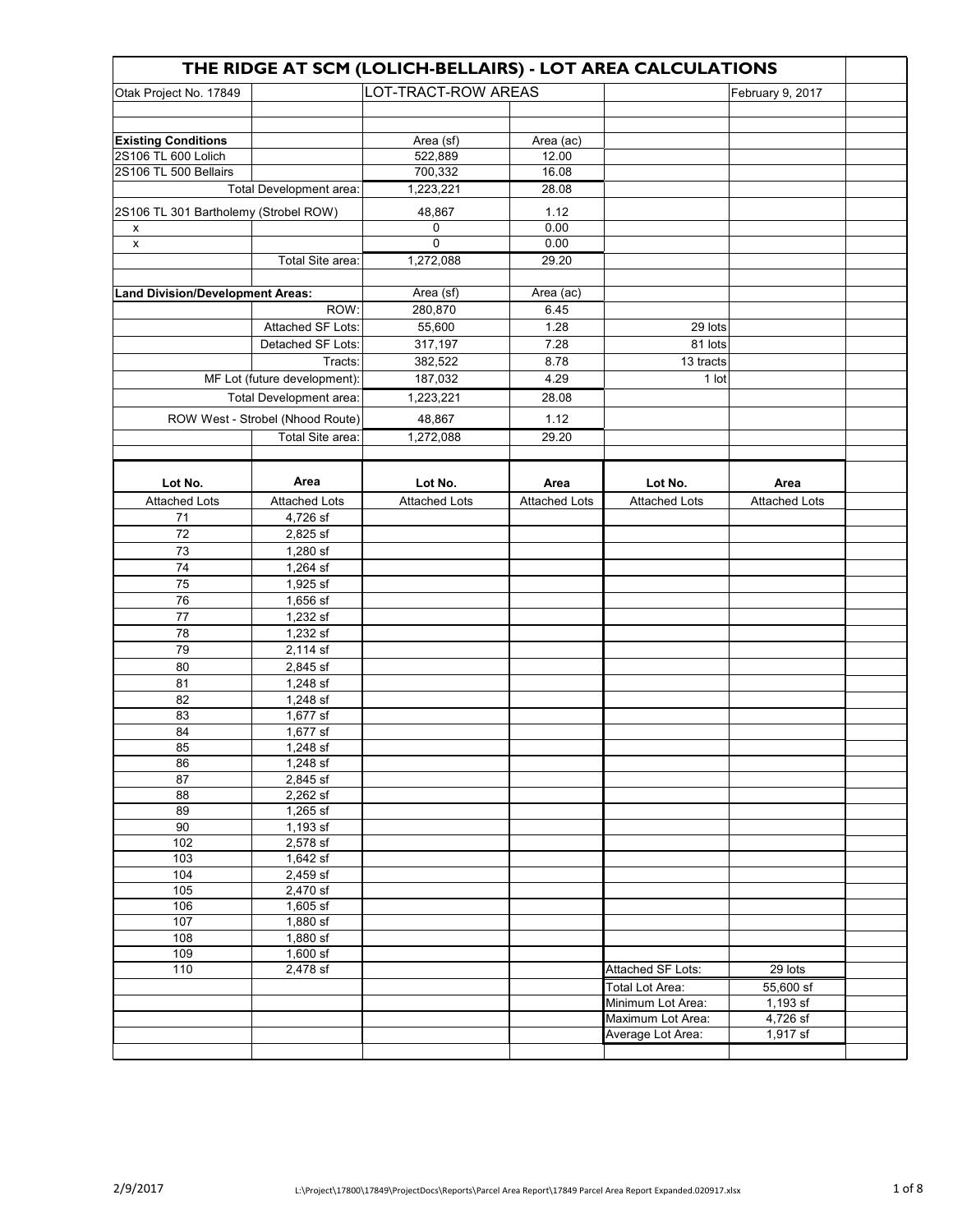# THE RIDGE AT SCM (LOLICH-BELLAIRS) - LOT AREA CALCULATIONS

| Otak Project No. 17849 | | LOT-TRACT-ROW AREAS | | | February 9, 2017 |
|---|---|---|---|---|---|
| | | | | | |
| **Existing Conditions** | | Area (sf) | Area (ac) | | |
| 2S106 TL 600 Lolich | | 522,889 | 12.00 | | |
| 2S106 TL 500 Bellairs | | 700,332 | 16.08 | | |
| | Total Development area: | 1,223,221 | 28.08 | | |
| 2S106 TL 301 Bartholemy (Strobel ROW) | | 48,867 | 1.12 | | |
| x | | 0 | 0.00 | | |
| x | | 0 | 0.00 | | |
| | Total Site area: | 1,272,088 | 29.20 | | |
| | | | | | |
| **Land Division/Development Areas:** | | Area (sf) | Area (ac) | | |
| | ROW: | 280,870 | 6.45 | | |
| | Attached SF Lots: | 55,600 | 1.28 | 29 lots | |
| | Detached SF Lots: | 317,197 | 7.28 | 81 lots | |
| | Tracts: | 382,522 | 8.78 | 13 tracts | |
| | MF Lot (future development): | 187,032 | 4.29 | 1 lot | |
| | Total Development area: | 1,223,221 | 28.08 | | |
| | ROW West - Strobel (Nhood Route) | 48,867 | 1.12 | | |
| | Total Site area: | 1,272,088 | 29.20 | | |

| Lot No. | Area | Lot No. | Area | Lot No. | Area |
|---|---|---|---|---|---|
| Attached Lots | Attached Lots | Attached Lots | Attached Lots | Attached Lots | Attached Lots |
| 71 | 4,726 sf | | | | |
| 72 | 2,825 sf | | | | |
| 73 | 1,280 sf | | | | |
| 74 | 1,264 sf | | | | |
| 75 | 1,925 sf | | | | |
| 76 | 1,656 sf | | | | |
| 77 | 1,232 sf | | | | |
| 78 | 1,232 sf | | | | |
| 79 | 2,114 sf | | | | |
| 80 | 2,845 sf | | | | |
| 81 | 1,248 sf | | | | |
| 82 | 1,248 sf | | | | |
| 83 | 1,677 sf | | | | |
| 84 | 1,677 sf | | | | |
| 85 | 1,248 sf | | | | |
| 86 | 1,248 sf | | | | |
| 87 | 2,845 sf | | | | |
| 88 | 2,262 sf | | | | |
| 89 | 1,265 sf | | | | |
| 90 | 1,193 sf | | | | |
| 102 | 2,578 sf | | | | |
| 103 | 1,642 sf | | | | |
| 104 | 2,459 sf | | | | |
| 105 | 2,470 sf | | | | |
| 106 | 1,605 sf | | | | |
| 107 | 1,880 sf | | | | |
| 108 | 1,880 sf | | | | |
| 109 | 1,600 sf | | | | |
| 110 | 2,478 sf | | | Attached SF Lots: | 29 lots |
| | | | | Total Lot Area: | 55,600 sf |
| | | | | Minimum Lot Area: | 1,193 sf |
| | | | | Maximum Lot Area: | 4,726 sf |
| | | | | Average Lot Area: | 1,917 sf |

2/9/2017 L:\Project\17800\17849\ProjectDocs\Reports\Parcel Area Report\17849 Parcel Area Report Expanded.020917.xlsx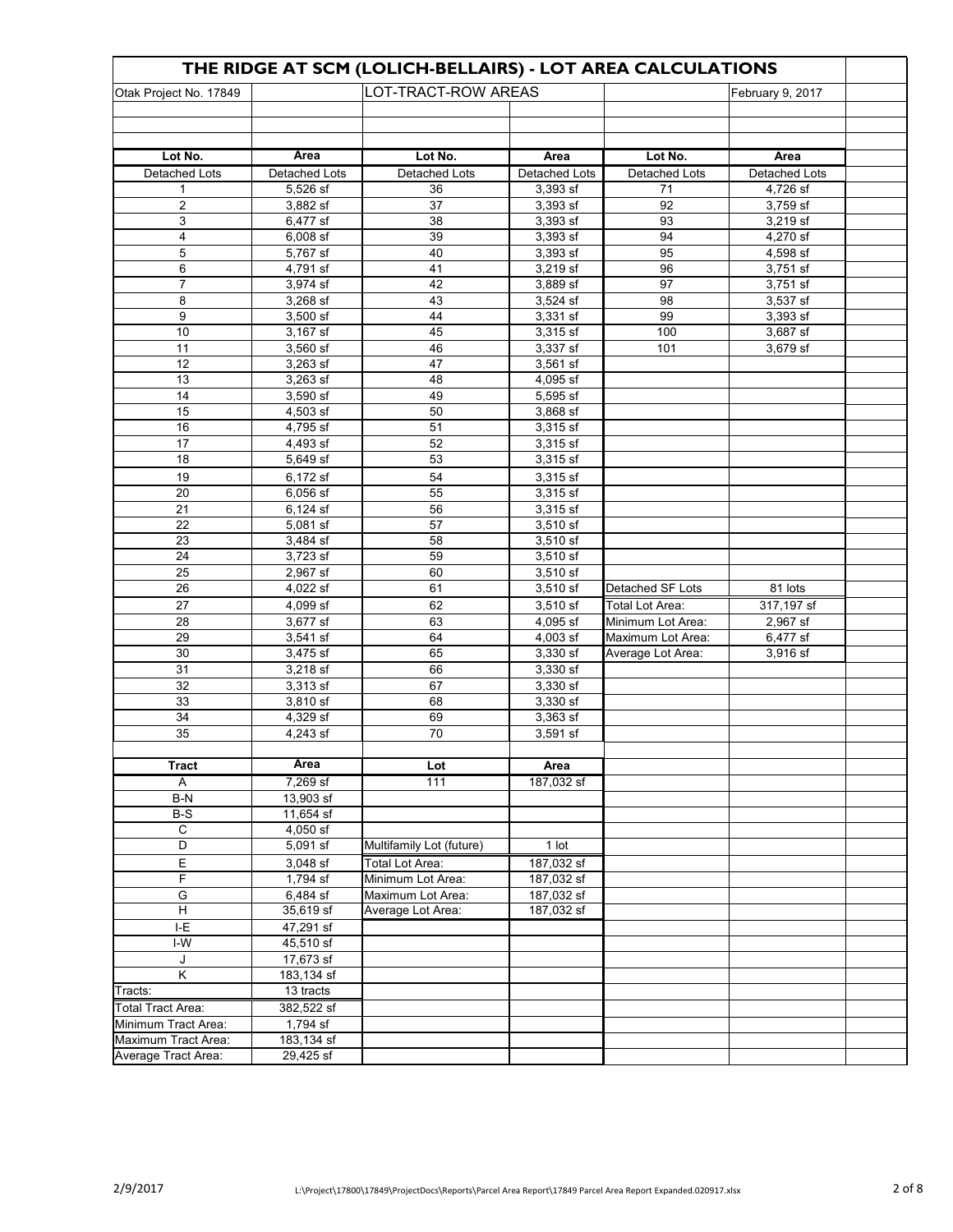# THE RIDGE AT SCM (LOLICH-BELLAIRS) - LOT AREA CALCULATIONS

| Otak Project No. 17849 | | LOT-TRACT-ROW AREAS | | | February 9, 2017 |
|---|---|---|---|---|---|
| **Lot No.** | **Area** | **Lot No.** | **Area** | **Lot No.** | **Area** |
| Detached Lots | Detached Lots | Detached Lots | Detached Lots | Detached Lots | Detached Lots |
| 1 | 5,526 sf | 36 | 3,393 sf | 71 | 4,726 sf |
| 2 | 3,882 sf | 37 | 3,393 sf | 92 | 3,759 sf |
| 3 | 6,477 sf | 38 | 3,393 sf | 93 | 3,219 sf |
| 4 | 6,008 sf | 39 | 3,393 sf | 94 | 4,270 sf |
| 5 | 5,767 sf | 40 | 3,393 sf | 95 | 4,598 sf |
| 6 | 4,791 sf | 41 | 3,219 sf | 96 | 3,751 sf |
| 7 | 3,974 sf | 42 | 3,889 sf | 97 | 3,751 sf |
| 8 | 3,268 sf | 43 | 3,524 sf | 98 | 3,537 sf |
| 9 | 3,500 sf | 44 | 3,331 sf | 99 | 3,393 sf |
| 10 | 3,167 sf | 45 | 3,315 sf | 100 | 3,687 sf |
| 11 | 3,560 sf | 46 | 3,337 sf | 101 | 3,679 sf |
| 12 | 3,263 sf | 47 | 3,561 sf | | |
| 13 | 3,263 sf | 48 | 4,095 sf | | |
| 14 | 3,590 sf | 49 | 5,595 sf | | |
| 15 | 4,503 sf | 50 | 3,868 sf | | |
| 16 | 4,795 sf | 51 | 3,315 sf | | |
| 17 | 4,493 sf | 52 | 3,315 sf | | |
| 18 | 5,649 sf | 53 | 3,315 sf | | |
| 19 | 6,172 sf | 54 | 3,315 sf | | |
| 20 | 6,056 sf | 55 | 3,315 sf | | |
| 21 | 6,124 sf | 56 | 3,315 sf | | |
| 22 | 5,081 sf | 57 | 3,510 sf | | |
| 23 | 3,484 sf | 58 | 3,510 sf | | |
| 24 | 3,723 sf | 59 | 3,510 sf | | |
| 25 | 2,967 sf | 60 | 3,510 sf | | |
| 26 | 4,022 sf | 61 | 3,510 sf | Detached SF Lots | 81 lots |
| 27 | 4,099 sf | 62 | 3,510 sf | Total Lot Area: | 317,197 sf |
| 28 | 3,677 sf | 63 | 4,095 sf | Minimum Lot Area: | 2,967 sf |
| 29 | 3,541 sf | 64 | 4,003 sf | Maximum Lot Area: | 6,477 sf |
| 30 | 3,475 sf | 65 | 3,330 sf | Average Lot Area: | 3,916 sf |
| 31 | 3,218 sf | 66 | 3,330 sf | | |
| 32 | 3,313 sf | 67 | 3,330 sf | | |
| 33 | 3,810 sf | 68 | 3,330 sf | | |
| 34 | 4,329 sf | 69 | 3,363 sf | | |
| 35 | 4,243 sf | 70 | 3,591 sf | | |
| | | | | | |
| **Tract** | **Area** | **Lot** | **Area** | | |
| A | 7,269 sf | 111 | 187,032 sf | | |
| B-N | 13,903 sf | | | | |
| B-S | 11,654 sf | | | | |
| C | 4,050 sf | | | | |
| D | 5,091 sf | Multifamily Lot (future) | 1 lot | | |
| E | 3,048 sf | Total Lot Area: | 187,032 sf | | |
| F | 1,794 sf | Minimum Lot Area: | 187,032 sf | | |
| G | 6,484 sf | Maximum Lot Area: | 187,032 sf | | |
| H | 35,619 sf | Average Lot Area: | 187,032 sf | | |
| I-E | 47,291 sf | | | | |
| I-W | 45,510 sf | | | | |
| J | 17,673 sf | | | | |
| K | 183,134 sf | | | | |
| Tracts: | 13 tracts | | | | |
| Total Tract Area: | 382,522 sf | | | | |
| Minimum Tract Area: | 1,794 sf | | | | |
| Maximum Tract Area: | 183,134 sf | | | | |
| Average Tract Area: | 29,425 sf | | | | |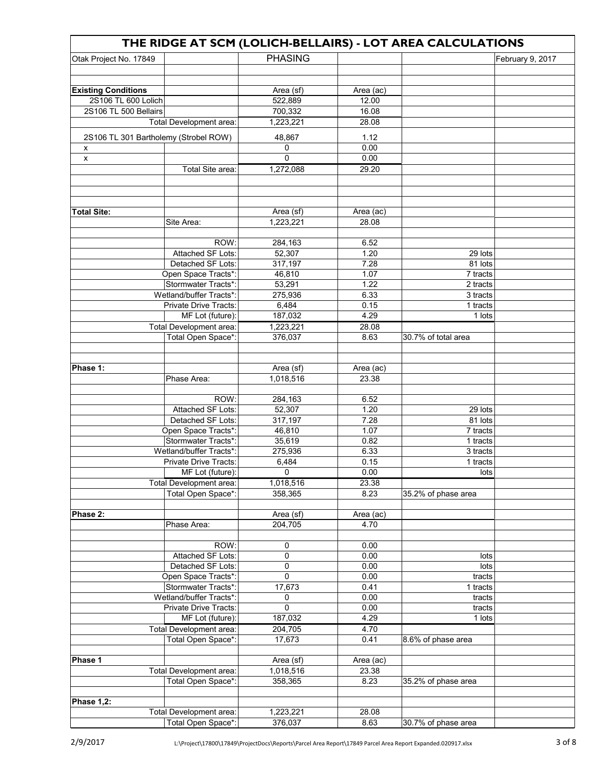# THE RIDGE AT SCM (LOLICH-BELLAIRS) - LOT AREA CALCULATIONS

| Otak Project No. 17849 | | PHASING | | | February 9, 2017 |
|---|---|---|---|---|---|
| | | | | | |
| | | | | | |
| **Existing Conditions** | | Area (sf) | Area (ac) | | |
| 2S106 TL 600 Lolich | | 522,889 | 12.00 | | |
| 2S106 TL 500 Bellairs | | 700,332 | 16.08 | | |
| | Total Development area: | 1,223,221 | 28.08 | | |
| 2S106 TL 301 Bartholemy (Strobel ROW) | | 48,867 | 1.12 | | |
| x | | 0 | 0.00 | | |
| x | | 0 | 0.00 | | |
| | Total Site area: | 1,272,088 | 29.20 | | |
| | | | | | |
| | | | | | |
| | | | | | |
| **Total Site:** | | Area (sf) | Area (ac) | | |
| | Site Area: | 1,223,221 | 28.08 | | |
| | | | | | |
| | ROW: | 284,163 | 6.52 | | |
| | Attached SF Lots: | 52,307 | 1.20 | 29 lots | |
| | Detached SF Lots: | 317,197 | 7.28 | 81 lots | |
| | Open Space Tracts*: | 46,810 | 1.07 | 7 tracts | |
| | Stormwater Tracts*: | 53,291 | 1.22 | 2 tracts | |
| | Wetland/buffer Tracts*: | 275,936 | 6.33 | 3 tracts | |
| | Private Drive Tracts: | 6,484 | 0.15 | 1 tracts | |
| | MF Lot (future): | 187,032 | 4.29 | 1 lots | |
| | Total Development area: | 1,223,221 | 28.08 | | |
| | Total Open Space*: | 376,037 | 8.63 | 30.7% of total area | |
| | | | | | |
| | | | | | |
| **Phase 1:** | | Area (sf) | Area (ac) | | |
| | Phase Area: | 1,018,516 | 23.38 | | |
| | | | | | |
| | ROW: | 284,163 | 6.52 | | |
| | Attached SF Lots: | 52,307 | 1.20 | 29 lots | |
| | Detached SF Lots: | 317,197 | 7.28 | 81 lots | |
| | Open Space Tracts*: | 46,810 | 1.07 | 7 tracts | |
| | Stormwater Tracts*: | 35,619 | 0.82 | 1 tracts | |
| | Wetland/buffer Tracts*: | 275,936 | 6.33 | 3 tracts | |
| | Private Drive Tracts: | 6,484 | 0.15 | 1 tracts | |
| | MF Lot (future): | 0 | 0.00 | lots | |
| | Total Development area: | 1,018,516 | 23.38 | | |
| | Total Open Space*: | 358,365 | 8.23 | 35.2% of phase area | |
| | | | | | |
| **Phase 2:** | | Area (sf) | Area (ac) | | |
| | Phase Area: | 204,705 | 4.70 | | |
| | | | | | |
| | ROW: | 0 | 0.00 | | |
| | Attached SF Lots: | 0 | 0.00 | lots | |
| | Detached SF Lots: | 0 | 0.00 | lots | |
| | Open Space Tracts*: | 0 | 0.00 | tracts | |
| | Stormwater Tracts*: | 17,673 | 0.41 | 1 tracts | |
| | Wetland/buffer Tracts*: | 0 | 0.00 | tracts | |
| | Private Drive Tracts: | 0 | 0.00 | tracts | |
| | MF Lot (future): | 187,032 | 4.29 | 1 lots | |
| | Total Development area: | 204,705 | 4.70 | | |
| | Total Open Space*: | 17,673 | 0.41 | 8.6% of phase area | |
| | | | | | |
| **Phase 1** | | Area (sf) | Area (ac) | | |
| | Total Development area: | 1,018,516 | 23.38 | | |
| | Total Open Space*: | 358,365 | 8.23 | 35.2% of phase area | |
| | | | | | |
| **Phase 1,2:** | | | | | |
| | Total Development area: | 1,223,221 | 28.08 | | |
| | Total Open Space*: | 376,037 | 8.63 | 30.7% of phase area | |

2/9/2017 L:\Project\17800\17849\ProjectDocs\Reports\Parcel Area Report\17849 Parcel Area Report Expanded.020917.xlsx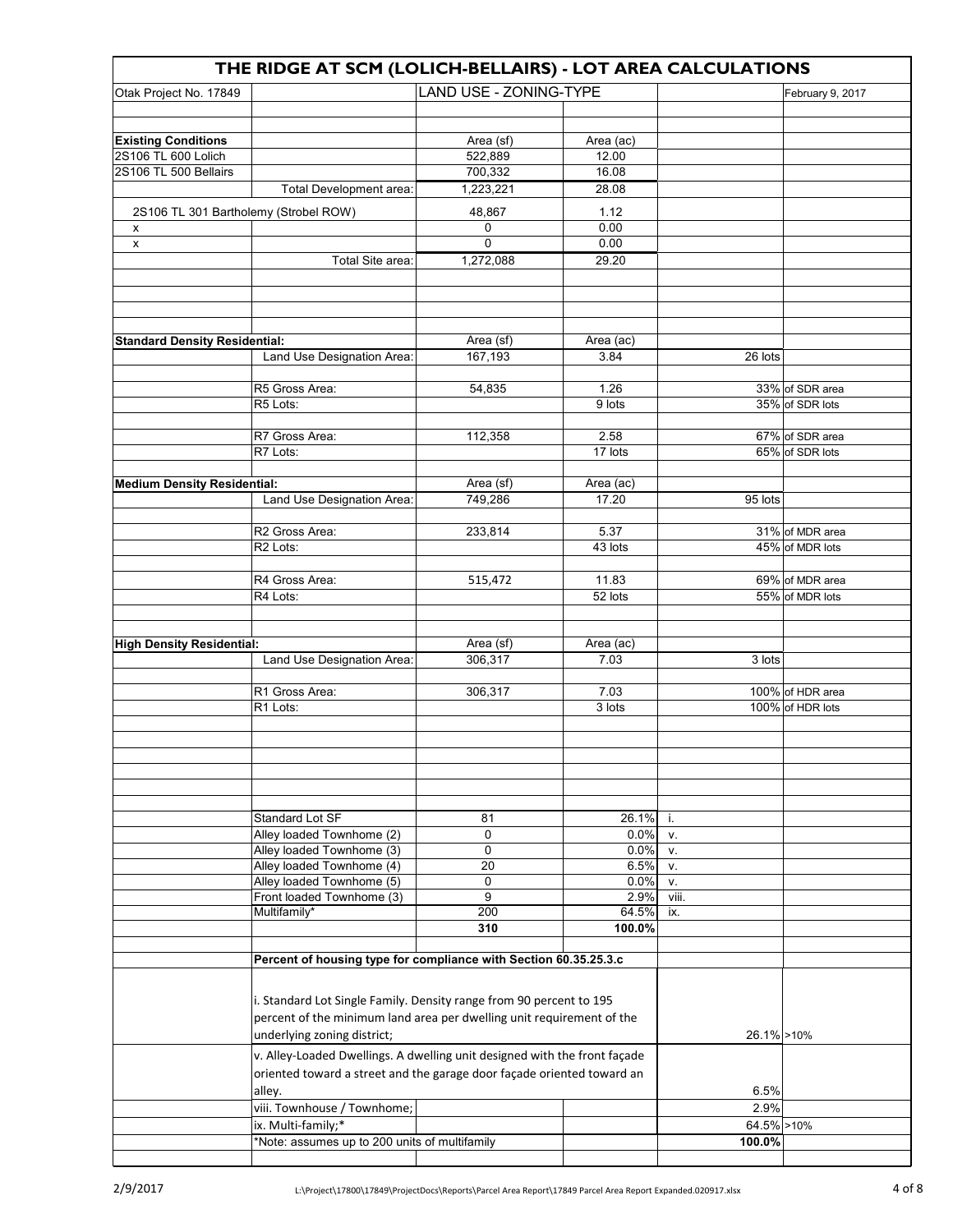## THE RIDGE AT SCM (LOLICH-BELLAIRS) - LOT AREA CALCULATIONS

| Otak Project No. 17849 | | LAND USE - ZONING-TYPE | | | February 9, 2017 |
|---|---|---|---|---|---|
| | | | | | |
| **Existing Conditions** | | Area (sf) | Area (ac) | | |
| 2S106 TL 600 Lolich | | 522,889 | 12.00 | | |
| 2S106 TL 500 Bellairs | | 700,332 | 16.08 | | |
| | Total Development area: | 1,223,221 | 28.08 | | |
| 2S106 TL 301 Bartholemy (Strobel ROW) | | 48,867 | 1.12 | | |
| x | | 0 | 0.00 | | |
| x | | 0 | 0.00 | | |
| | Total Site area: | 1,272,088 | 29.20 | | |
| | | | | | |
| **Standard Density Residential:** | | Area (sf) | Area (ac) | | |
| | Land Use Designation Area: | 167,193 | 3.84 | 26 lots | |
| | R5 Gross Area: | 54,835 | 1.26 | 33% | of SDR area |
| | R5 Lots: | | 9 lots | 35% | of SDR lots |
| | R7 Gross Area: | 112,358 | 2.58 | 67% | of SDR area |
| | R7 Lots: | | 17 lots | 65% | of SDR lots |
| **Medium Density Residential:** | | Area (sf) | Area (ac) | | |
| | Land Use Designation Area: | 749,286 | 17.20 | 95 lots | |
| | R2 Gross Area: | 233,814 | 5.37 | 31% | of MDR area |
| | R2 Lots: | | 43 lots | 45% | of MDR lots |
| | R4 Gross Area: | 515,472 | 11.83 | 69% | of MDR area |
| | R4 Lots: | | 52 lots | 55% | of MDR lots |
| **High Density Residential:** | | Area (sf) | Area (ac) | | |
| | Land Use Designation Area: | 306,317 | 7.03 | 3 lots | |
| | R1 Gross Area: | 306,317 | 7.03 | 100% | of HDR area |
| | R1 Lots: | | 3 lots | 100% | of HDR lots |
| | | | | | |
| | Standard Lot SF | 81 | 26.1% | i. | |
| | Alley loaded Townhome (2) | 0 | 0.0% | v. | |
| | Alley loaded Townhome (3) | 0 | 0.0% | v. | |
| | Alley loaded Townhome (4) | 20 | 6.5% | v. | |
| | Alley loaded Townhome (5) | 0 | 0.0% | v. | |
| | Front loaded Townhome (3) | 9 | 2.9% | viii. | |
| | Multifamily* | 200 | 64.5% | ix. | |
| | | **310** | **100.0%** | | |
| | **Percent of housing type for compliance with Section 60.35.25.3.c** | | | | |
| | i. Standard Lot Single Family. Density range from 90 percent to 195 percent of the minimum land area per dwelling unit requirement of the underlying zoning district; | | | 26.1% | >10% |
| | v. Alley-Loaded Dwellings. A dwelling unit designed with the front façade oriented toward a street and the garage door façade oriented toward an alley. | | | 6.5% | |
| | viii. Townhouse / Townhome; | | | 2.9% | |
| | ix. Multi-family;* | | | 64.5% | >10% |
| | *Note: assumes up to 200 units of multifamily | | | **100.0%** | |

2/9/2017 L:\Project\17800\17849\ProjectDocs\Reports\Parcel Area Report\17849 Parcel Area Report Expanded.020917.xlsx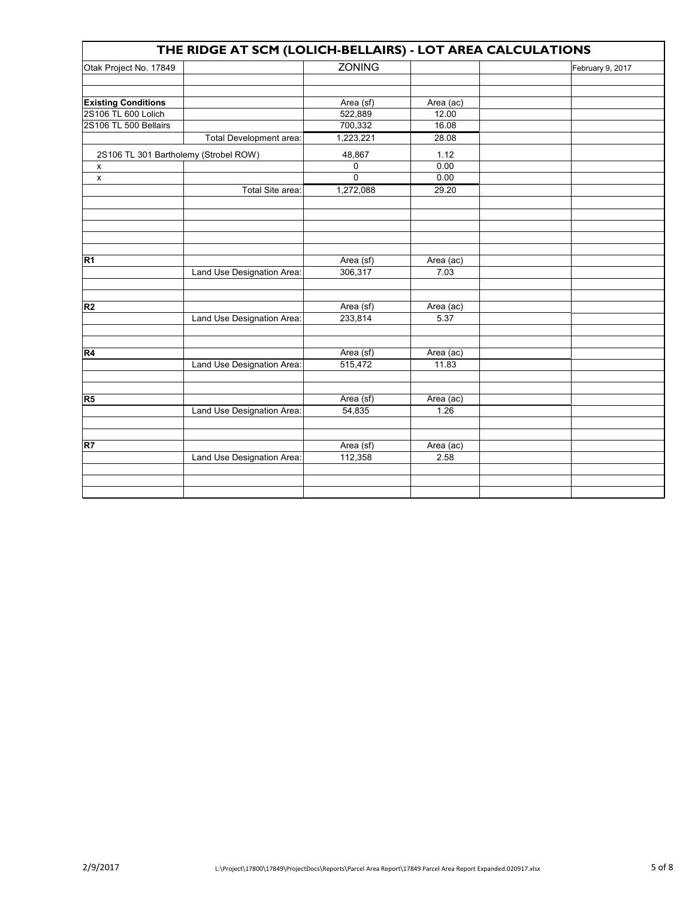# THE RIDGE AT SCM (LOLICH-BELLAIRS) - LOT AREA CALCULATIONS

| Otak Project No. 17849 | | ZONING | | | February 9, 2017 |
|---|---|---|---|---|---|
| | | | | | |
| | | | | | |
| **Existing Conditions** | | Area (sf) | Area (ac) | | |
| 2S106 TL 600 Lolich | | 522,889 | 12.00 | | |
| 2S106 TL 500 Bellairs | | 700,332 | 16.08 | | |
| | Total Development area: | 1,223,221 | 28.08 | | |
| 2S106 TL 301 Bartholemy (Strobel ROW) | | 48,867 | 1.12 | | |
| x | | 0 | 0.00 | | |
| x | | 0 | 0.00 | | |
| | Total Site area: | 1,272,088 | 29.20 | | |
| | | | | | |
| | | | | | |
| | | | | | |
| | | | | | |
| | | | | | |
| **R1** | | Area (sf) | Area (ac) | | |
| | Land Use Designation Area: | 306,317 | 7.03 | | |
| | | | | | |
| | | | | | |
| **R2** | | Area (sf) | Area (ac) | | |
| | Land Use Designation Area: | 233,814 | 5.37 | | |
| | | | | | |
| | | | | | |
| **R4** | | Area (sf) | Area (ac) | | |
| | Land Use Designation Area: | 515,472 | 11.83 | | |
| | | | | | |
| | | | | | |
| **R5** | | Area (sf) | Area (ac) | | |
| | Land Use Designation Area: | 54,835 | 1.26 | | |
| | | | | | |
| | | | | | |
| **R7** | | Area (sf) | Area (ac) | | |
| | Land Use Designation Area: | 112,358 | 2.58 | | |
| | | | | | |
| | | | | | |
| | | | | | |

2/9/2017 L:\Project\17800\17849\ProjectDocs\Reports\Parcel Area Report\17849 Parcel Area Report Expanded.020917.xlsx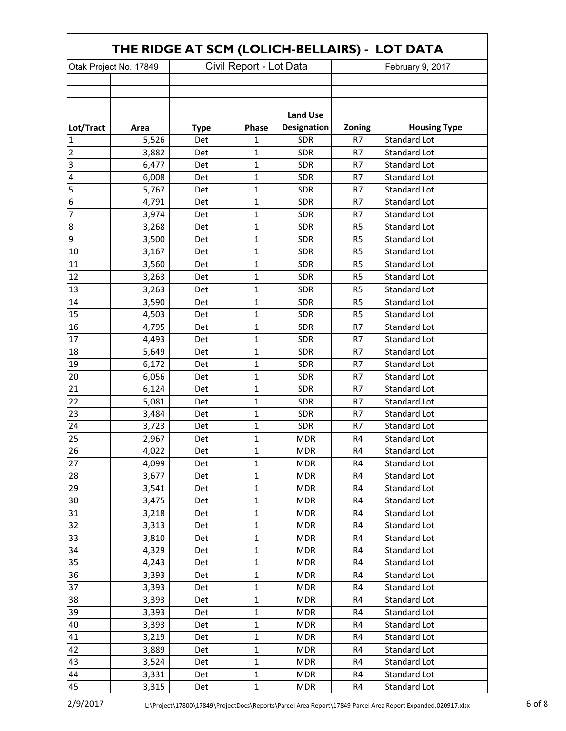# THE RIDGE AT SCM (LOLICH-BELLAIRS) - LOT DATA

| Otak Project No. 17849 | | Civil Report - Lot Data | | | | February 9, 2017 |
|---|---|---|---|---|---|---|
| **Lot/Tract** | **Area** | **Type** | **Phase** | **Land Use Designation** | **Zoning** | **Housing Type** |
| 1 | 5,526 | Det | 1 | SDR | R7 | Standard Lot |
| 2 | 3,882 | Det | 1 | SDR | R7 | Standard Lot |
| 3 | 6,477 | Det | 1 | SDR | R7 | Standard Lot |
| 4 | 6,008 | Det | 1 | SDR | R7 | Standard Lot |
| 5 | 5,767 | Det | 1 | SDR | R7 | Standard Lot |
| 6 | 4,791 | Det | 1 | SDR | R7 | Standard Lot |
| 7 | 3,974 | Det | 1 | SDR | R7 | Standard Lot |
| 8 | 3,268 | Det | 1 | SDR | R5 | Standard Lot |
| 9 | 3,500 | Det | 1 | SDR | R5 | Standard Lot |
| 10 | 3,167 | Det | 1 | SDR | R5 | Standard Lot |
| 11 | 3,560 | Det | 1 | SDR | R5 | Standard Lot |
| 12 | 3,263 | Det | 1 | SDR | R5 | Standard Lot |
| 13 | 3,263 | Det | 1 | SDR | R5 | Standard Lot |
| 14 | 3,590 | Det | 1 | SDR | R5 | Standard Lot |
| 15 | 4,503 | Det | 1 | SDR | R5 | Standard Lot |
| 16 | 4,795 | Det | 1 | SDR | R7 | Standard Lot |
| 17 | 4,493 | Det | 1 | SDR | R7 | Standard Lot |
| 18 | 5,649 | Det | 1 | SDR | R7 | Standard Lot |
| 19 | 6,172 | Det | 1 | SDR | R7 | Standard Lot |
| 20 | 6,056 | Det | 1 | SDR | R7 | Standard Lot |
| 21 | 6,124 | Det | 1 | SDR | R7 | Standard Lot |
| 22 | 5,081 | Det | 1 | SDR | R7 | Standard Lot |
| 23 | 3,484 | Det | 1 | SDR | R7 | Standard Lot |
| 24 | 3,723 | Det | 1 | SDR | R7 | Standard Lot |
| 25 | 2,967 | Det | 1 | MDR | R4 | Standard Lot |
| 26 | 4,022 | Det | 1 | MDR | R4 | Standard Lot |
| 27 | 4,099 | Det | 1 | MDR | R4 | Standard Lot |
| 28 | 3,677 | Det | 1 | MDR | R4 | Standard Lot |
| 29 | 3,541 | Det | 1 | MDR | R4 | Standard Lot |
| 30 | 3,475 | Det | 1 | MDR | R4 | Standard Lot |
| 31 | 3,218 | Det | 1 | MDR | R4 | Standard Lot |
| 32 | 3,313 | Det | 1 | MDR | R4 | Standard Lot |
| 33 | 3,810 | Det | 1 | MDR | R4 | Standard Lot |
| 34 | 4,329 | Det | 1 | MDR | R4 | Standard Lot |
| 35 | 4,243 | Det | 1 | MDR | R4 | Standard Lot |
| 36 | 3,393 | Det | 1 | MDR | R4 | Standard Lot |
| 37 | 3,393 | Det | 1 | MDR | R4 | Standard Lot |
| 38 | 3,393 | Det | 1 | MDR | R4 | Standard Lot |
| 39 | 3,393 | Det | 1 | MDR | R4 | Standard Lot |
| 40 | 3,393 | Det | 1 | MDR | R4 | Standard Lot |
| 41 | 3,219 | Det | 1 | MDR | R4 | Standard Lot |
| 42 | 3,889 | Det | 1 | MDR | R4 | Standard Lot |
| 43 | 3,524 | Det | 1 | MDR | R4 | Standard Lot |
| 44 | 3,331 | Det | 1 | MDR | R4 | Standard Lot |
| 45 | 3,315 | Det | 1 | MDR | R4 | Standard Lot |

2/9/2017 L:\Project\17800\17849\ProjectDocs\Reports\Parcel Area Report\17849 Parcel Area Report Expanded.020917.xlsx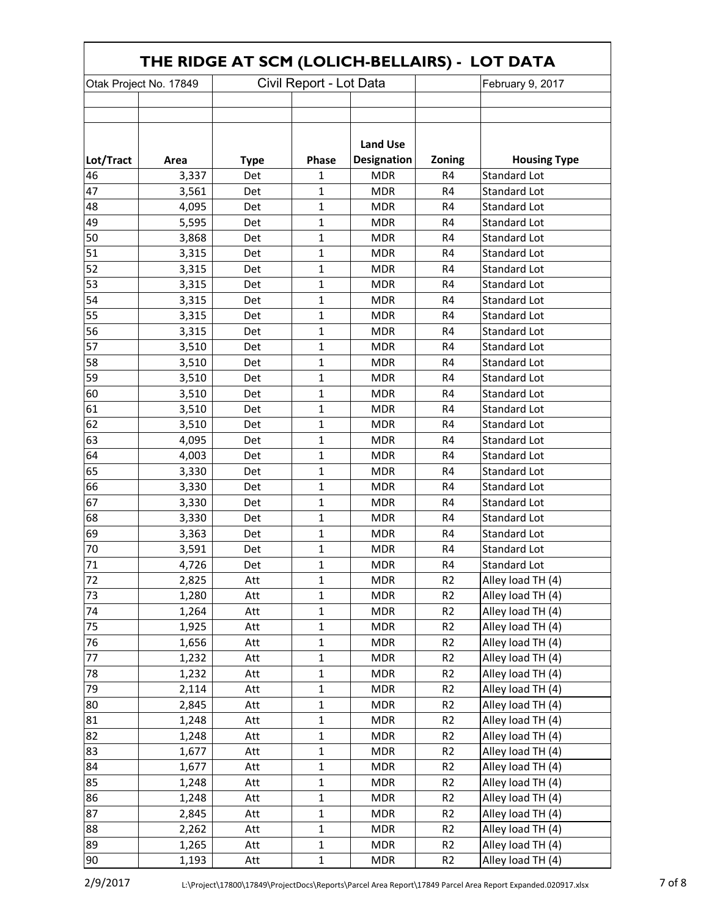# THE RIDGE AT SCM (LOLICH-BELLAIRS) - LOT DATA

| Otak Project No. 17849 | | Civil Report - Lot Data | | | | February 9, 2017 |
|---|---|---|---|---|---|---|
| **Lot/Tract** | **Area** | **Type** | **Phase** | **Land Use Designation** | **Zoning** | **Housing Type** |
| 46 | 3,337 | Det | 1 | MDR | R4 | Standard Lot |
| 47 | 3,561 | Det | 1 | MDR | R4 | Standard Lot |
| 48 | 4,095 | Det | 1 | MDR | R4 | Standard Lot |
| 49 | 5,595 | Det | 1 | MDR | R4 | Standard Lot |
| 50 | 3,868 | Det | 1 | MDR | R4 | Standard Lot |
| 51 | 3,315 | Det | 1 | MDR | R4 | Standard Lot |
| 52 | 3,315 | Det | 1 | MDR | R4 | Standard Lot |
| 53 | 3,315 | Det | 1 | MDR | R4 | Standard Lot |
| 54 | 3,315 | Det | 1 | MDR | R4 | Standard Lot |
| 55 | 3,315 | Det | 1 | MDR | R4 | Standard Lot |
| 56 | 3,315 | Det | 1 | MDR | R4 | Standard Lot |
| 57 | 3,510 | Det | 1 | MDR | R4 | Standard Lot |
| 58 | 3,510 | Det | 1 | MDR | R4 | Standard Lot |
| 59 | 3,510 | Det | 1 | MDR | R4 | Standard Lot |
| 60 | 3,510 | Det | 1 | MDR | R4 | Standard Lot |
| 61 | 3,510 | Det | 1 | MDR | R4 | Standard Lot |
| 62 | 3,510 | Det | 1 | MDR | R4 | Standard Lot |
| 63 | 4,095 | Det | 1 | MDR | R4 | Standard Lot |
| 64 | 4,003 | Det | 1 | MDR | R4 | Standard Lot |
| 65 | 3,330 | Det | 1 | MDR | R4 | Standard Lot |
| 66 | 3,330 | Det | 1 | MDR | R4 | Standard Lot |
| 67 | 3,330 | Det | 1 | MDR | R4 | Standard Lot |
| 68 | 3,330 | Det | 1 | MDR | R4 | Standard Lot |
| 69 | 3,363 | Det | 1 | MDR | R4 | Standard Lot |
| 70 | 3,591 | Det | 1 | MDR | R4 | Standard Lot |
| 71 | 4,726 | Det | 1 | MDR | R4 | Standard Lot |
| 72 | 2,825 | Att | 1 | MDR | R2 | Alley load TH (4) |
| 73 | 1,280 | Att | 1 | MDR | R2 | Alley load TH (4) |
| 74 | 1,264 | Att | 1 | MDR | R2 | Alley load TH (4) |
| 75 | 1,925 | Att | 1 | MDR | R2 | Alley load TH (4) |
| 76 | 1,656 | Att | 1 | MDR | R2 | Alley load TH (4) |
| 77 | 1,232 | Att | 1 | MDR | R2 | Alley load TH (4) |
| 78 | 1,232 | Att | 1 | MDR | R2 | Alley load TH (4) |
| 79 | 2,114 | Att | 1 | MDR | R2 | Alley load TH (4) |
| 80 | 2,845 | Att | 1 | MDR | R2 | Alley load TH (4) |
| 81 | 1,248 | Att | 1 | MDR | R2 | Alley load TH (4) |
| 82 | 1,248 | Att | 1 | MDR | R2 | Alley load TH (4) |
| 83 | 1,677 | Att | 1 | MDR | R2 | Alley load TH (4) |
| 84 | 1,677 | Att | 1 | MDR | R2 | Alley load TH (4) |
| 85 | 1,248 | Att | 1 | MDR | R2 | Alley load TH (4) |
| 86 | 1,248 | Att | 1 | MDR | R2 | Alley load TH (4) |
| 87 | 2,845 | Att | 1 | MDR | R2 | Alley load TH (4) |
| 88 | 2,262 | Att | 1 | MDR | R2 | Alley load TH (4) |
| 89 | 1,265 | Att | 1 | MDR | R2 | Alley load TH (4) |
| 90 | 1,193 | Att | 1 | MDR | R2 | Alley load TH (4) |

2/9/2017 L:\Project\17800\17849\ProjectDocs\Reports\Parcel Area Report\17849 Parcel Area Report Expanded.020917.xlsx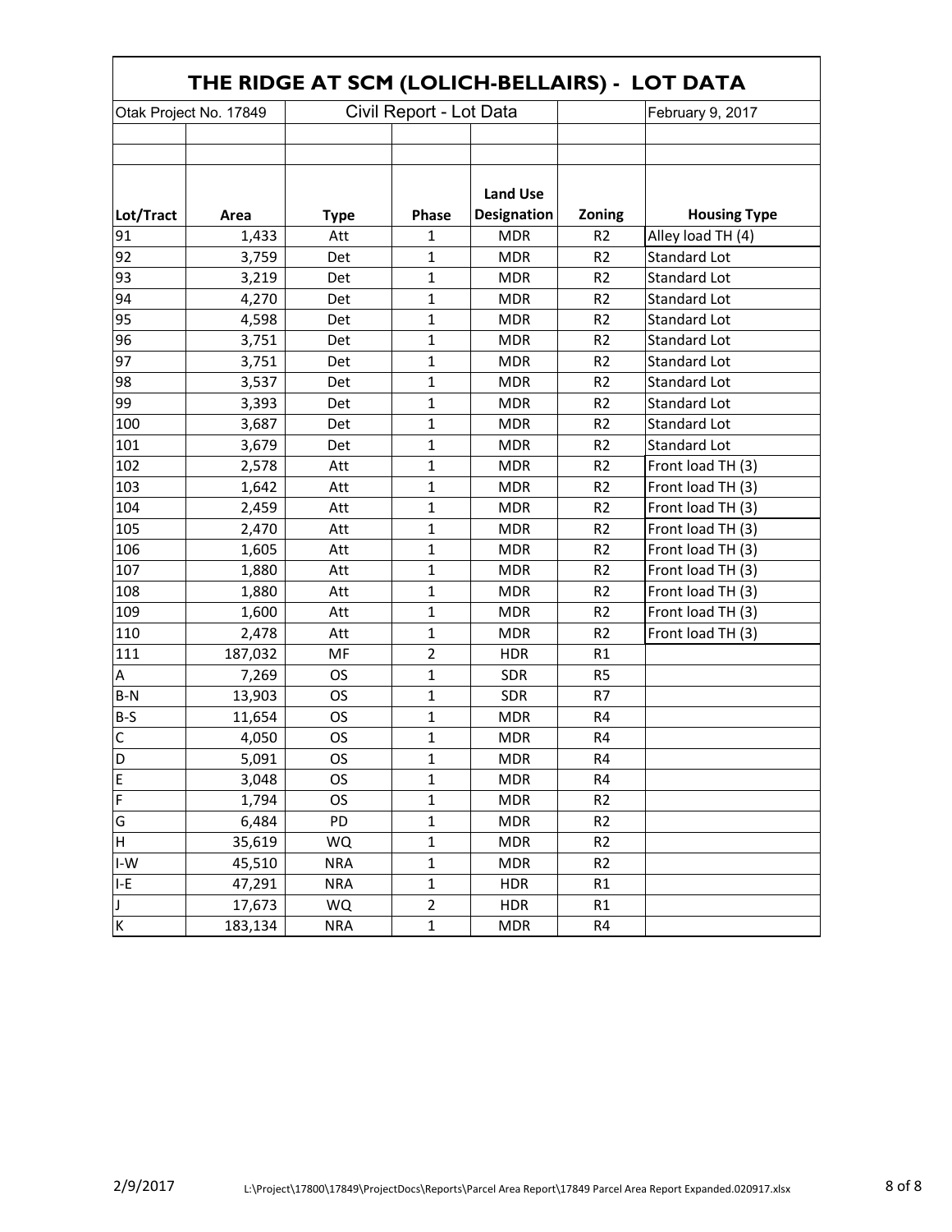# THE RIDGE AT SCM (LOLICH-BELLAIRS) - LOT DATA

| Otak Project No. 17849 | | Civil Report - Lot Data | | | | February 9, 2017 |
|---|---|---|---|---|---|---|
| **Lot/Tract** | **Area** | **Type** | **Phase** | **Land Use Designation** | **Zoning** | **Housing Type** |
| 91 | 1,433 | Att | 1 | MDR | R2 | Alley load TH (4) |
| 92 | 3,759 | Det | 1 | MDR | R2 | Standard Lot |
| 93 | 3,219 | Det | 1 | MDR | R2 | Standard Lot |
| 94 | 4,270 | Det | 1 | MDR | R2 | Standard Lot |
| 95 | 4,598 | Det | 1 | MDR | R2 | Standard Lot |
| 96 | 3,751 | Det | 1 | MDR | R2 | Standard Lot |
| 97 | 3,751 | Det | 1 | MDR | R2 | Standard Lot |
| 98 | 3,537 | Det | 1 | MDR | R2 | Standard Lot |
| 99 | 3,393 | Det | 1 | MDR | R2 | Standard Lot |
| 100 | 3,687 | Det | 1 | MDR | R2 | Standard Lot |
| 101 | 3,679 | Det | 1 | MDR | R2 | Standard Lot |
| 102 | 2,578 | Att | 1 | MDR | R2 | Front load TH (3) |
| 103 | 1,642 | Att | 1 | MDR | R2 | Front load TH (3) |
| 104 | 2,459 | Att | 1 | MDR | R2 | Front load TH (3) |
| 105 | 2,470 | Att | 1 | MDR | R2 | Front load TH (3) |
| 106 | 1,605 | Att | 1 | MDR | R2 | Front load TH (3) |
| 107 | 1,880 | Att | 1 | MDR | R2 | Front load TH (3) |
| 108 | 1,880 | Att | 1 | MDR | R2 | Front load TH (3) |
| 109 | 1,600 | Att | 1 | MDR | R2 | Front load TH (3) |
| 110 | 2,478 | Att | 1 | MDR | R2 | Front load TH (3) |
| 111 | 187,032 | MF | 2 | HDR | R1 | |
| A | 7,269 | OS | 1 | SDR | R5 | |
| B-N | 13,903 | OS | 1 | SDR | R7 | |
| B-S | 11,654 | OS | 1 | MDR | R4 | |
| C | 4,050 | OS | 1 | MDR | R4 | |
| D | 5,091 | OS | 1 | MDR | R4 | |
| E | 3,048 | OS | 1 | MDR | R4 | |
| F | 1,794 | OS | 1 | MDR | R2 | |
| G | 6,484 | PD | 1 | MDR | R2 | |
| H | 35,619 | WQ | 1 | MDR | R2 | |
| I-W | 45,510 | NRA | 1 | MDR | R2 | |
| I-E | 47,291 | NRA | 1 | HDR | R1 | |
| J | 17,673 | WQ | 2 | HDR | R1 | |
| K | 183,134 | NRA | 1 | MDR | R4 | |

2/9/2017 L:\Project\17800\17849\ProjectDocs\Reports\Parcel Area Report\17849 Parcel Area Report Expanded.020917.xlsx